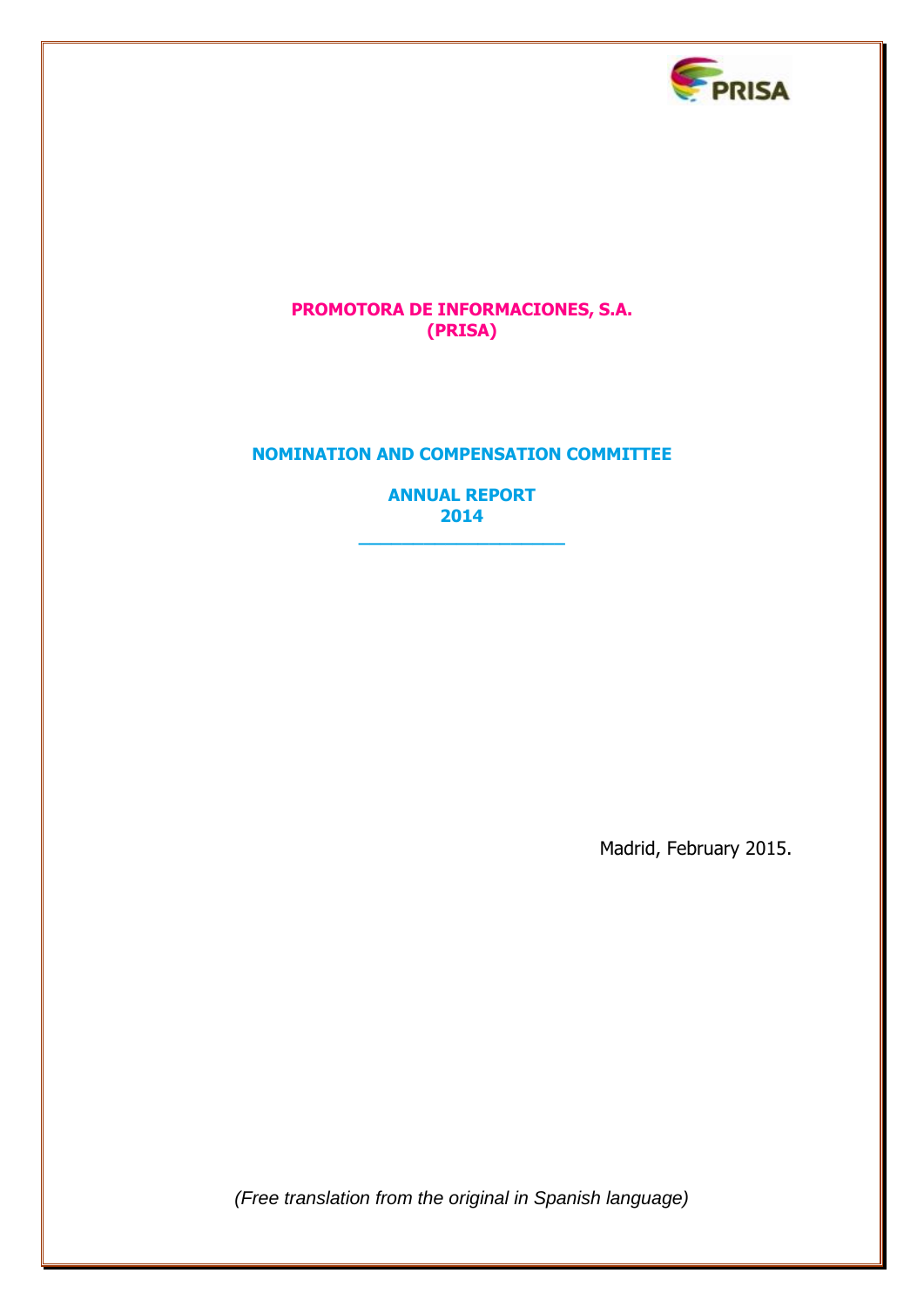# PROMOTORA DE INFORMACIONES, S.A. (PRISA)

## NOMINATION AND COMPENSATION COMMITTEE

## ANNUAL REPORT 2014

Madrid, February 2015.

*(Free translation from the original in Spanish language)*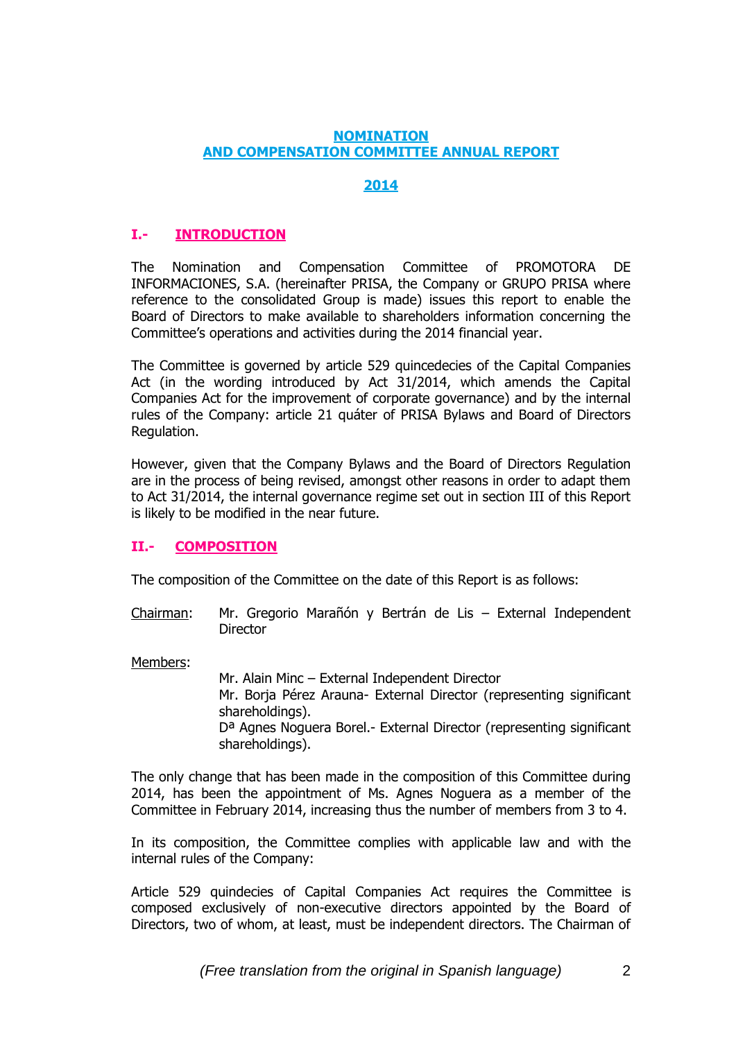# NOMINATION AND COMPENSATION COMMITTEE ANNUAL REPORT

# 2014

## I.- INTRODUCTION

The Nomination and Compensation Committee of PROMOTORA DE INFORMACIONES, S.A. (hereinafter PRISA, the Company or GRUPO PRISA where reference to the consolidated Group is made) issues this report to enable the Board of Directors to make available to shareholders information concerning the Committee's operations and activities during the 2014 financial year.

The Committee is governed by article 529 quincedecies of the Capital Companies Act (in the wording introduced by Act 31/2014, which amends the Capital Companies Act for the improvement of corporate governance) and by the internal rules of the Company: article 21 quáter of PRISA Bylaws and Board of Directors Regulation.

However, given that the Company Bylaws and the Board of Directors Regulation are in the process of being revised, amongst other reasons in order to adapt them to Act 31/2014, the internal governance regime set out in section III of this Report is likely to be modified in the near future.

## II.- COMPOSITION

The composition of the Committee on the date of this Report is as follows:

Chairman: Mr. Gregorio Marañón y Bertrán de Lis – External Independent Director

Members:

Mr. Alain Minc – External Independent Director
Mr. Borja Pérez Arauna- External Director (representing significant shareholdings).
Dª Agnes Noguera Borel.- External Director (representing significant shareholdings).

The only change that has been made in the composition of this Committee during 2014, has been the appointment of Ms. Agnes Noguera as a member of the Committee in February 2014, increasing thus the number of members from 3 to 4.

In its composition, the Committee complies with applicable law and with the internal rules of the Company:

Article 529 quindecies of Capital Companies Act requires the Committee is composed exclusively of non-executive directors appointed by the Board of Directors, two of whom, at least, must be independent directors. The Chairman of

*(Free translation from the original in Spanish language)*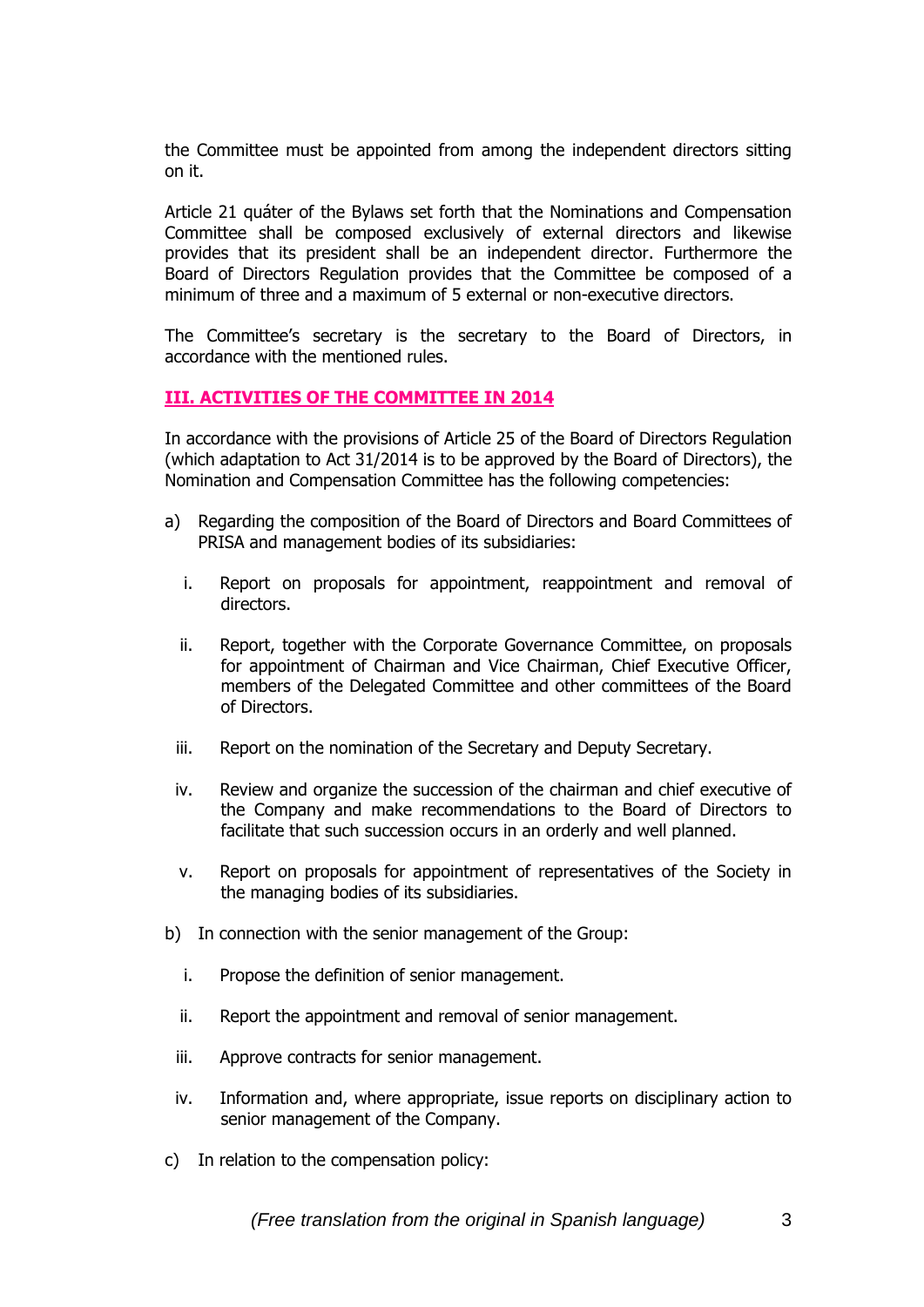the Committee must be appointed from among the independent directors sitting on it.

Article 21 quáter of the Bylaws set forth that the Nominations and Compensation Committee shall be composed exclusively of external directors and likewise provides that its president shall be an independent director. Furthermore the Board of Directors Regulation provides that the Committee be composed of a minimum of three and a maximum of 5 external or non-executive directors.

The Committee's secretary is the secretary to the Board of Directors, in accordance with the mentioned rules.

## III. ACTIVITIES OF THE COMMITTEE IN 2014

In accordance with the provisions of Article 25 of the Board of Directors Regulation (which adaptation to Act 31/2014 is to be approved by the Board of Directors), the Nomination and Compensation Committee has the following competencies:

a) Regarding the composition of the Board of Directors and Board Committees of PRISA and management bodies of its subsidiaries:

   i. Report on proposals for appointment, reappointment and removal of directors.

   ii. Report, together with the Corporate Governance Committee, on proposals for appointment of Chairman and Vice Chairman, Chief Executive Officer, members of the Delegated Committee and other committees of the Board of Directors.

   iii. Report on the nomination of the Secretary and Deputy Secretary.

   iv. Review and organize the succession of the chairman and chief executive of the Company and make recommendations to the Board of Directors to facilitate that such succession occurs in an orderly and well planned.

   v. Report on proposals for appointment of representatives of the Society in the managing bodies of its subsidiaries.

b) In connection with the senior management of the Group:

   i. Propose the definition of senior management.

   ii. Report the appointment and removal of senior management.

   iii. Approve contracts for senior management.

   iv. Information and, where appropriate, issue reports on disciplinary action to senior management of the Company.

c) In relation to the compensation policy:

*(Free translation from the original in Spanish language)*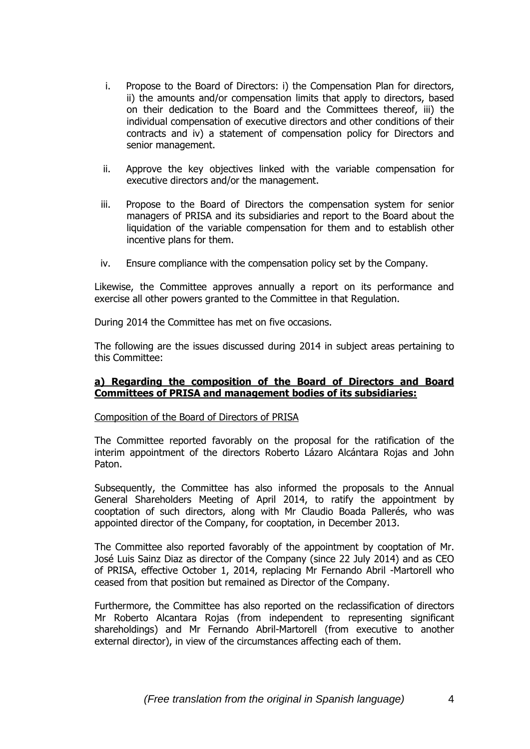i. Propose to the Board of Directors: i) the Compensation Plan for directors, ii) the amounts and/or compensation limits that apply to directors, based on their dedication to the Board and the Committees thereof, iii) the individual compensation of executive directors and other conditions of their contracts and iv) a statement of compensation policy for Directors and senior management.

ii. Approve the key objectives linked with the variable compensation for executive directors and/or the management.

iii. Propose to the Board of Directors the compensation system for senior managers of PRISA and its subsidiaries and report to the Board about the liquidation of the variable compensation for them and to establish other incentive plans for them.

iv. Ensure compliance with the compensation policy set by the Company.

Likewise, the Committee approves annually a report on its performance and exercise all other powers granted to the Committee in that Regulation.

During 2014 the Committee has met on five occasions.

The following are the issues discussed during 2014 in subject areas pertaining to this Committee:

**a) Regarding the composition of the Board of Directors and Board Committees of PRISA and management bodies of its subsidiaries:**

Composition of the Board of Directors of PRISA

The Committee reported favorably on the proposal for the ratification of the interim appointment of the directors Roberto Lázaro Alcántara Rojas and John Paton.

Subsequently, the Committee has also informed the proposals to the Annual General Shareholders Meeting of April 2014, to ratify the appointment by cooptation of such directors, along with Mr Claudio Boada Pallerés, who was appointed director of the Company, for cooptation, in December 2013.

The Committee also reported favorably of the appointment by cooptation of Mr. José Luis Sainz Diaz as director of the Company (since 22 July 2014) and as CEO of PRISA, effective October 1, 2014, replacing Mr Fernando Abril -Martorell who ceased from that position but remained as Director of the Company.

Furthermore, the Committee has also reported on the reclassification of directors Mr Roberto Alcantara Rojas (from independent to representing significant shareholdings) and Mr Fernando Abril-Martorell (from executive to another external director), in view of the circumstances affecting each of them.

*(Free translation from the original in Spanish language)*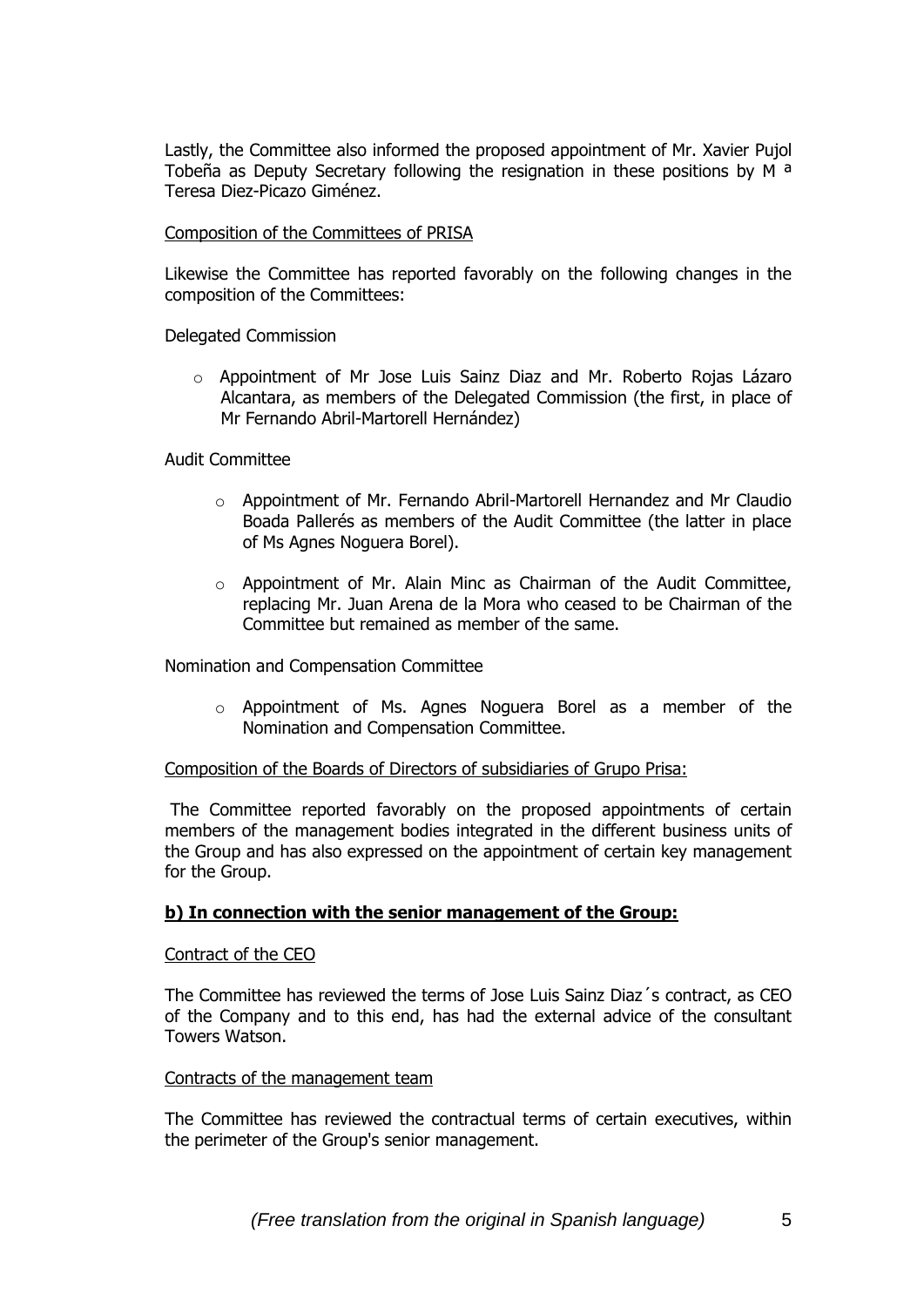Lastly, the Committee also informed the proposed appointment of Mr. Xavier Pujol Tobeña as Deputy Secretary following the resignation in these positions by M ª Teresa Diez-Picazo Giménez.

Composition of the Committees of PRISA

Likewise the Committee has reported favorably on the following changes in the composition of the Committees:

Delegated Commission

- Appointment of Mr Jose Luis Sainz Diaz and Mr. Roberto Rojas Lázaro Alcantara, as members of the Delegated Commission (the first, in place of Mr Fernando Abril-Martorell Hernández)

Audit Committee

- Appointment of Mr. Fernando Abril-Martorell Hernandez and Mr Claudio Boada Pallerés as members of the Audit Committee (the latter in place of Ms Agnes Noguera Borel).
- Appointment of Mr. Alain Minc as Chairman of the Audit Committee, replacing Mr. Juan Arena de la Mora who ceased to be Chairman of the Committee but remained as member of the same.

Nomination and Compensation Committee

- Appointment of Ms. Agnes Noguera Borel as a member of the Nomination and Compensation Committee.

Composition of the Boards of Directors of subsidiaries of Grupo Prisa:

The Committee reported favorably on the proposed appointments of certain members of the management bodies integrated in the different business units of the Group and has also expressed on the appointment of certain key management for the Group.

**b) In connection with the senior management of the Group:**

Contract of the CEO

The Committee has reviewed the terms of Jose Luis Sainz Diaz´s contract, as CEO of the Company and to this end, has had the external advice of the consultant Towers Watson.

Contracts of the management team

The Committee has reviewed the contractual terms of certain executives, within the perimeter of the Group's senior management.

*(Free translation from the original in Spanish language)*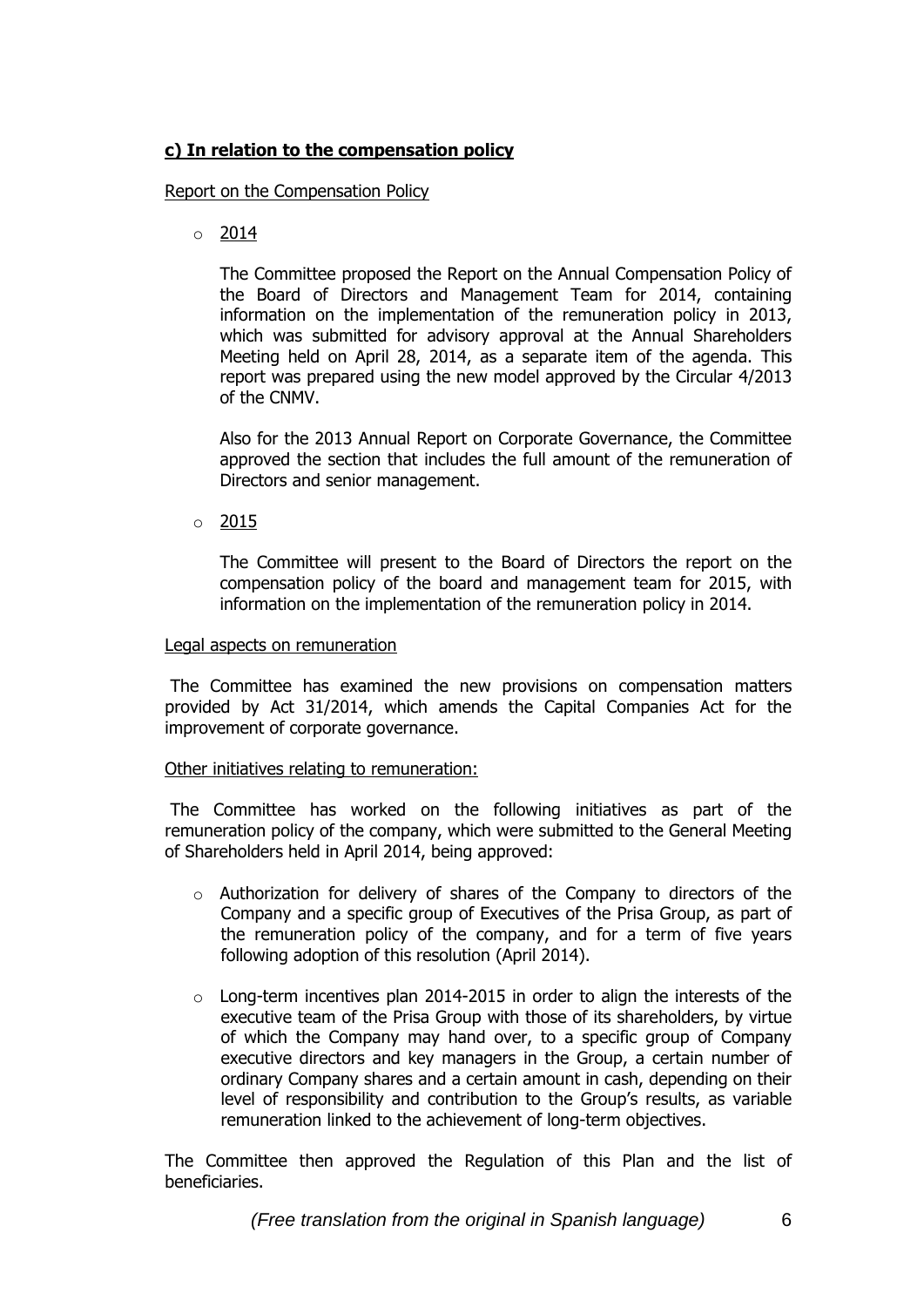**c) In relation to the compensation policy**

Report on the Compensation Policy

- 2014

  The Committee proposed the Report on the Annual Compensation Policy of the Board of Directors and Management Team for 2014, containing information on the implementation of the remuneration policy in 2013, which was submitted for advisory approval at the Annual Shareholders Meeting held on April 28, 2014, as a separate item of the agenda. This report was prepared using the new model approved by the Circular 4/2013 of the CNMV.

  Also for the 2013 Annual Report on Corporate Governance, the Committee approved the section that includes the full amount of the remuneration of Directors and senior management.

- 2015

  The Committee will present to the Board of Directors the report on the compensation policy of the board and management team for 2015, with information on the implementation of the remuneration policy in 2014.

Legal aspects on remuneration

The Committee has examined the new provisions on compensation matters provided by Act 31/2014, which amends the Capital Companies Act for the improvement of corporate governance.

Other initiatives relating to remuneration:

The Committee has worked on the following initiatives as part of the remuneration policy of the company, which were submitted to the General Meeting of Shareholders held in April 2014, being approved:

- Authorization for delivery of shares of the Company to directors of the Company and a specific group of Executives of the Prisa Group, as part of the remuneration policy of the company, and for a term of five years following adoption of this resolution (April 2014).
- Long-term incentives plan 2014-2015 in order to align the interests of the executive team of the Prisa Group with those of its shareholders, by virtue of which the Company may hand over, to a specific group of Company executive directors and key managers in the Group, a certain number of ordinary Company shares and a certain amount in cash, depending on their level of responsibility and contribution to the Group's results, as variable remuneration linked to the achievement of long-term objectives.

The Committee then approved the Regulation of this Plan and the list of beneficiaries.

*(Free translation from the original in Spanish language)*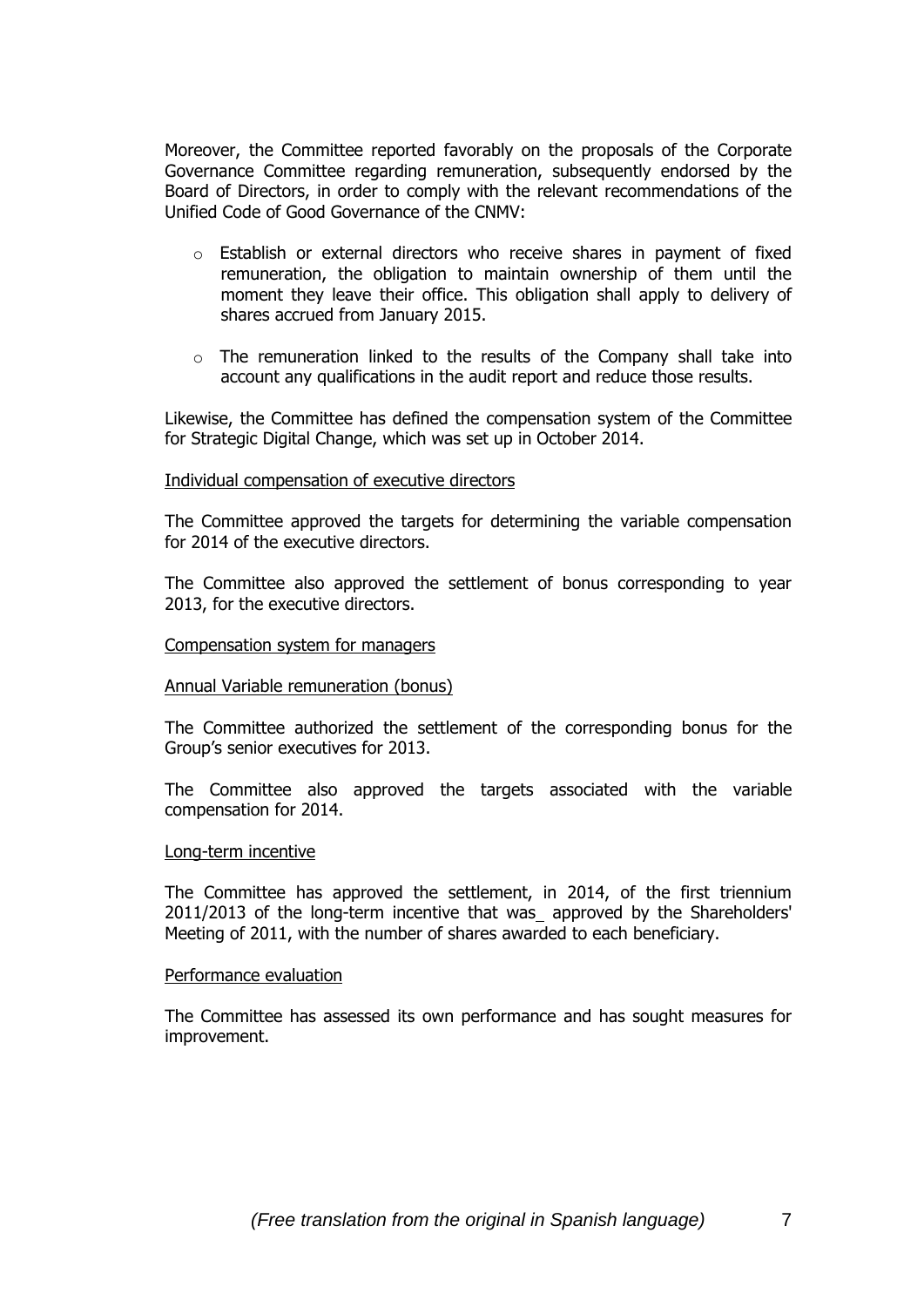Moreover, the Committee reported favorably on the proposals of the Corporate Governance Committee regarding remuneration, subsequently endorsed by the Board of Directors, in order to comply with the relevant recommendations of the Unified Code of Good Governance of the CNMV:

- Establish or external directors who receive shares in payment of fixed remuneration, the obligation to maintain ownership of them until the moment they leave their office. This obligation shall apply to delivery of shares accrued from January 2015.
- The remuneration linked to the results of the Company shall take into account any qualifications in the audit report and reduce those results.

Likewise, the Committee has defined the compensation system of the Committee for Strategic Digital Change, which was set up in October 2014.

<u>Individual compensation of executive directors</u>

The Committee approved the targets for determining the variable compensation for 2014 of the executive directors.

The Committee also approved the settlement of bonus corresponding to year 2013, for the executive directors.

<u>Compensation system for managers</u>

<u>Annual Variable remuneration (bonus)</u>

The Committee authorized the settlement of the corresponding bonus for the Group's senior executives for 2013.

The Committee also approved the targets associated with the variable compensation for 2014.

<u>Long-term incentive</u>

The Committee has approved the settlement, in 2014, of the first triennium 2011/2013 of the long-term incentive that was_ approved by the Shareholders' Meeting of 2011, with the number of shares awarded to each beneficiary.

<u>Performance evaluation</u>

The Committee has assessed its own performance and has sought measures for improvement.

*(Free translation from the original in Spanish language)*